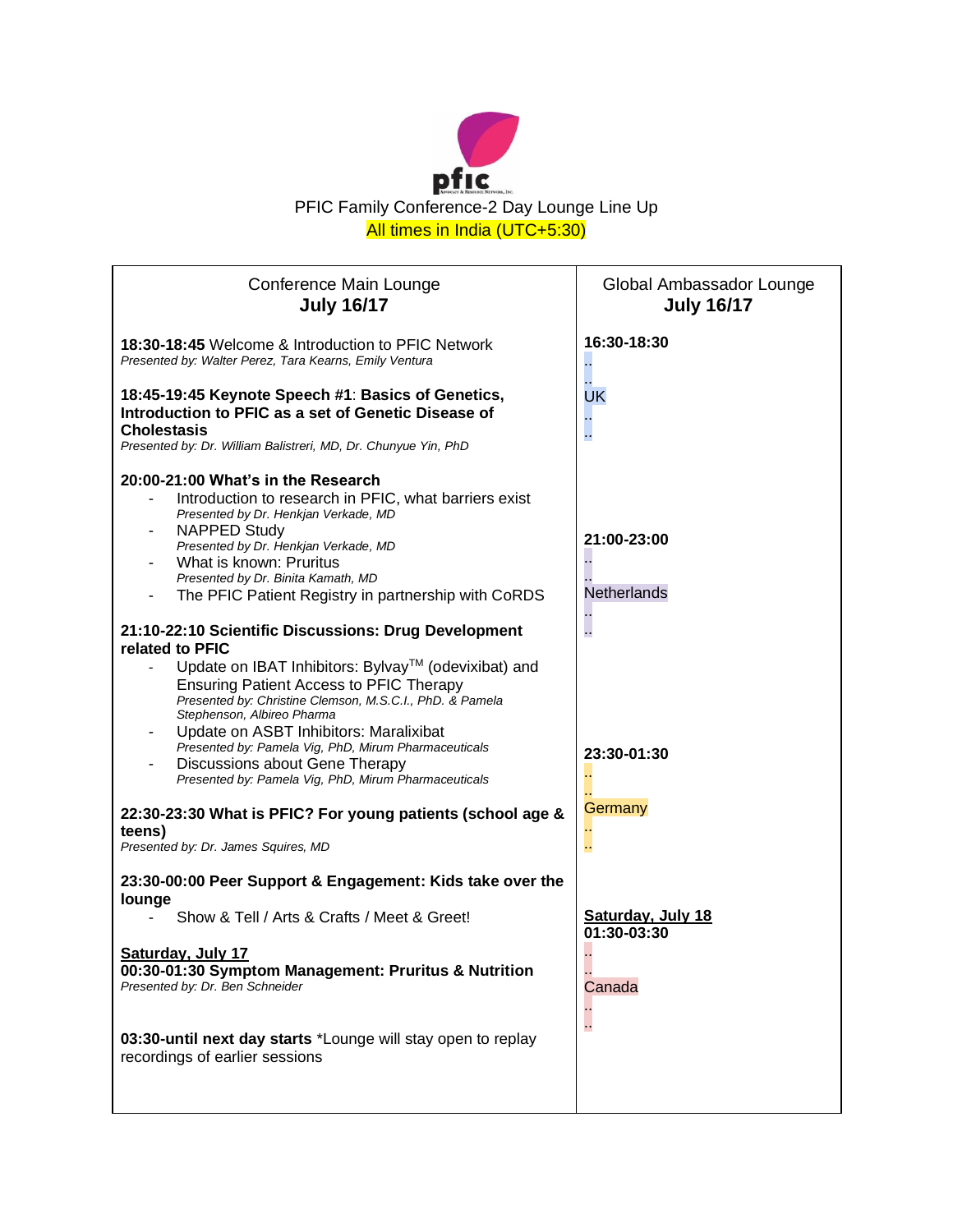PFIC Family Conference-2 Day Lounge Line Up

All times in India (UTC+5:30)

## Conference Main Lounge

**July 16/17**

**18:30-18:45** Welcome & Introduction to PFIC Network
*Presented by: Walter Perez, Tara Kearns, Emily Ventura*

**18:45-19:45 Keynote Speech #1**: **Basics of Genetics, Introduction to PFIC as a set of Genetic Disease of Cholestasis**
*Presented by: Dr. William Balistreri, MD, Dr. Chunyue Yin, PhD*

**20:00-21:00 What's in the Research**

- Introduction to research in PFIC, what barriers exist
  *Presented by Dr. Henkjan Verkade, MD*
- NAPPED Study
  *Presented by Dr. Henkjan Verkade, MD*
- What is known: Pruritus
  *Presented by Dr. Binita Kamath, MD*
- The PFIC Patient Registry in partnership with CoRDS

**21:10-22:10 Scientific Discussions: Drug Development related to PFIC**

- Update on IBAT Inhibitors: Bylvay™ (odevixibat) and Ensuring Patient Access to PFIC Therapy
  *Presented by: Christine Clemson, M.S.C.I., PhD. & Pamela Stephenson, Albireo Pharma*
- Update on ASBT Inhibitors: Maralixibat
  *Presented by: Pamela Vig, PhD, Mirum Pharmaceuticals*
- Discussions about Gene Therapy
  *Presented by: Pamela Vig, PhD, Mirum Pharmaceuticals*

**22:30-23:30 What is PFIC? For young patients (school age & teens)**
*Presented by: Dr. James Squires, MD*

**23:30-00:00 Peer Support & Engagement: Kids take over the lounge**

- Show & Tell / Arts & Crafts / Meet & Greet!

**<u>Saturday, July 17</u>**

**00:30-01:30 Symptom Management: Pruritus & Nutrition**
*Presented by: Dr. Ben Schneider*

**03:30-until next day starts** *Lounge will stay open to replay recordings of earlier sessions

## Global Ambassador Lounge

**July 16/17**

**16:30-18:30**

UK

**21:00-23:00**

Netherlands

**23:30-01:30**

Germany

**<u>Saturday, July 18</u>**

**01:30-03:30**

Canada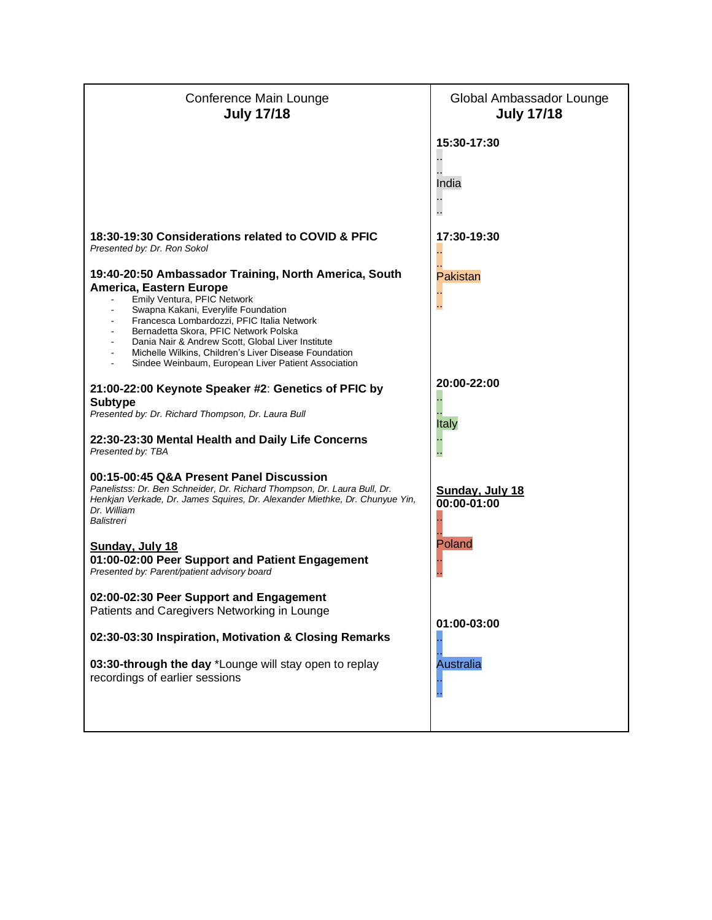| Conference Main Lounge **July 17/18** | Global Ambassador Lounge **July 17/18** |
| --- | --- |
| | **15:30-17:30** .. .. India .. .. |
| **18:30-19:30 Considerations related to COVID & PFIC** *Presented by: Dr. Ron Sokol* | **17:30-19:30** .. .. Pakistan .. .. |
| **19:40-20:50 Ambassador Training, North America, South America, Eastern Europe** - Emily Ventura, PFIC Network - Swapna Kakani, Everylife Foundation - Francesca Lombardozzi, PFIC Italia Network - Bernadetta Skora, PFIC Network Polska - Dania Nair & Andrew Scott, Global Liver Institute - Michelle Wilkins, Children's Liver Disease Foundation - Sindee Weinbaum, European Liver Patient Association | |
| **21:00-22:00 Keynote Speaker #2**: **Genetics of PFIC by Subtype** *Presented by: Dr. Richard Thompson, Dr. Laura Bull* | **20:00-22:00** .. .. Italy .. .. |
| **22:30-23:30 Mental Health and Daily Life Concerns** *Presented by: TBA* | |
| **00:15-00:45 Q&A Present Panel Discussion** *Panelistss: Dr. Ben Schneider, Dr. Richard Thompson, Dr. Laura Bull, Dr. Henkjan Verkade, Dr. James Squires, Dr. Alexander Miethke, Dr. Chunyue Yin, Dr. William Balistreri* | **Sunday, July 18** **00:00-01:00** .. .. Poland .. .. |
| **Sunday, July 18** **01:00-02:00 Peer Support and Patient Engagement** *Presented by: Parent/patient advisory board* | |
| **02:00-02:30 Peer Support and Engagement** Patients and Caregivers Networking in Lounge | **01:00-03:00** .. .. Australia .. .. |
| **02:30-03:30 Inspiration, Motivation & Closing Remarks** | |
| **03:30-through the day** *Lounge will stay open to replay recordings of earlier sessions | |